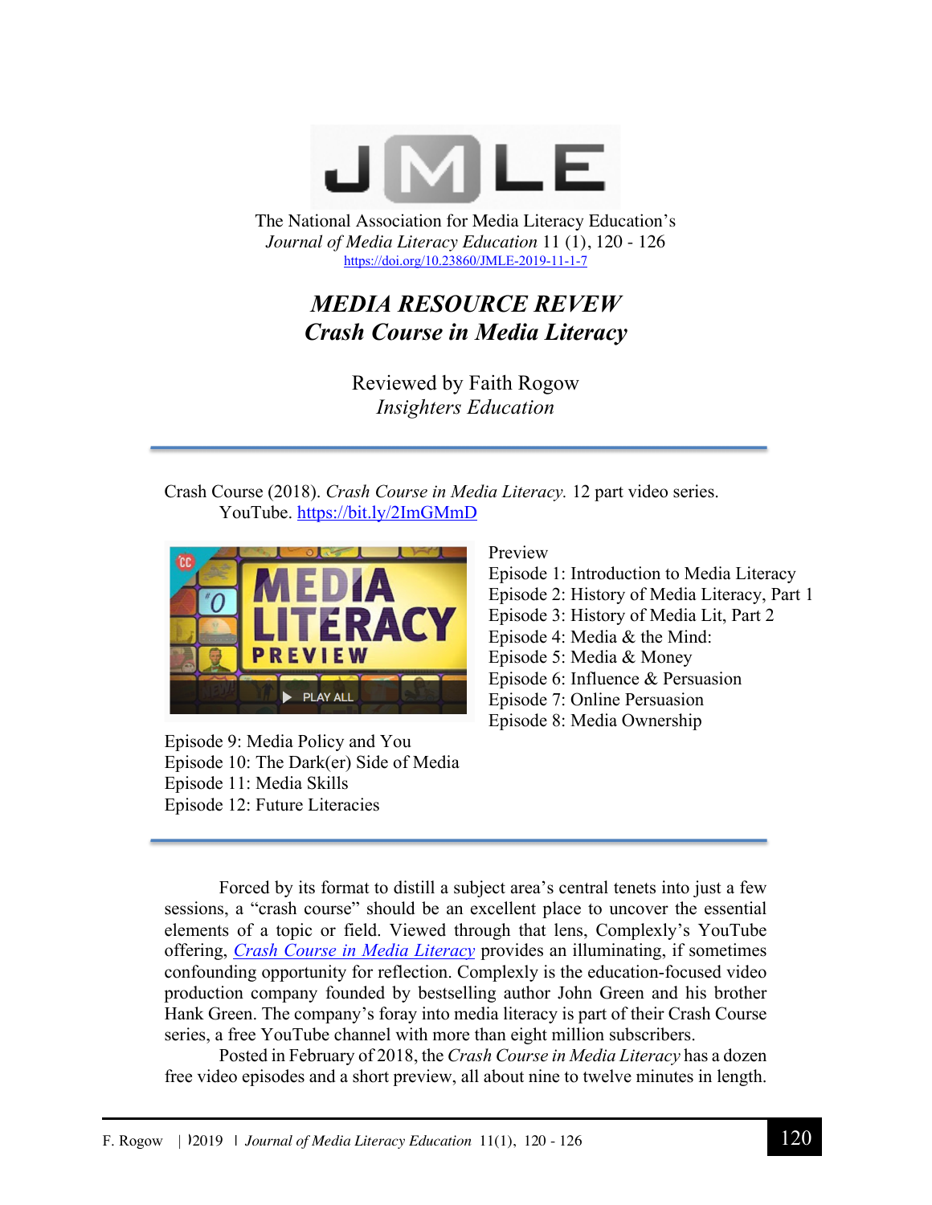The National Association for Media Literacy Education's
*Journal of Media Literacy Education* 11 (1), 120 - 126
https://doi.org/10.23860/JMLE-2019-11-1-7

# *MEDIA RESOURCE REVEW*
# *Crash Course in Media Literacy*

Reviewed by Faith Rogow
*Insighters Education*

---

Crash Course (2018). *Crash Course in Media Literacy.* 12 part video series. YouTube. https://bit.ly/2ImGMmD

Preview
Episode 1: Introduction to Media Literacy
Episode 2: History of Media Literacy, Part 1
Episode 3: History of Media Lit, Part 2
Episode 4: Media & the Mind:
Episode 5: Media & Money
Episode 6: Influence & Persuasion
Episode 7: Online Persuasion
Episode 8: Media Ownership
Episode 9: Media Policy and You
Episode 10: The Dark(er) Side of Media
Episode 11: Media Skills
Episode 12: Future Literacies

---

Forced by its format to distill a subject area's central tenets into just a few sessions, a "crash course" should be an excellent place to uncover the essential elements of a topic or field. Viewed through that lens, Complexly's YouTube offering, *Crash Course in Media Literacy* provides an illuminating, if sometimes confounding opportunity for reflection. Complexly is the education-focused video production company founded by bestselling author John Green and his brother Hank Green. The company's foray into media literacy is part of their Crash Course series, a free YouTube channel with more than eight million subscribers.

Posted in February of 2018, the *Crash Course in Media Literacy* has a dozen free video episodes and a short preview, all about nine to twelve minutes in length.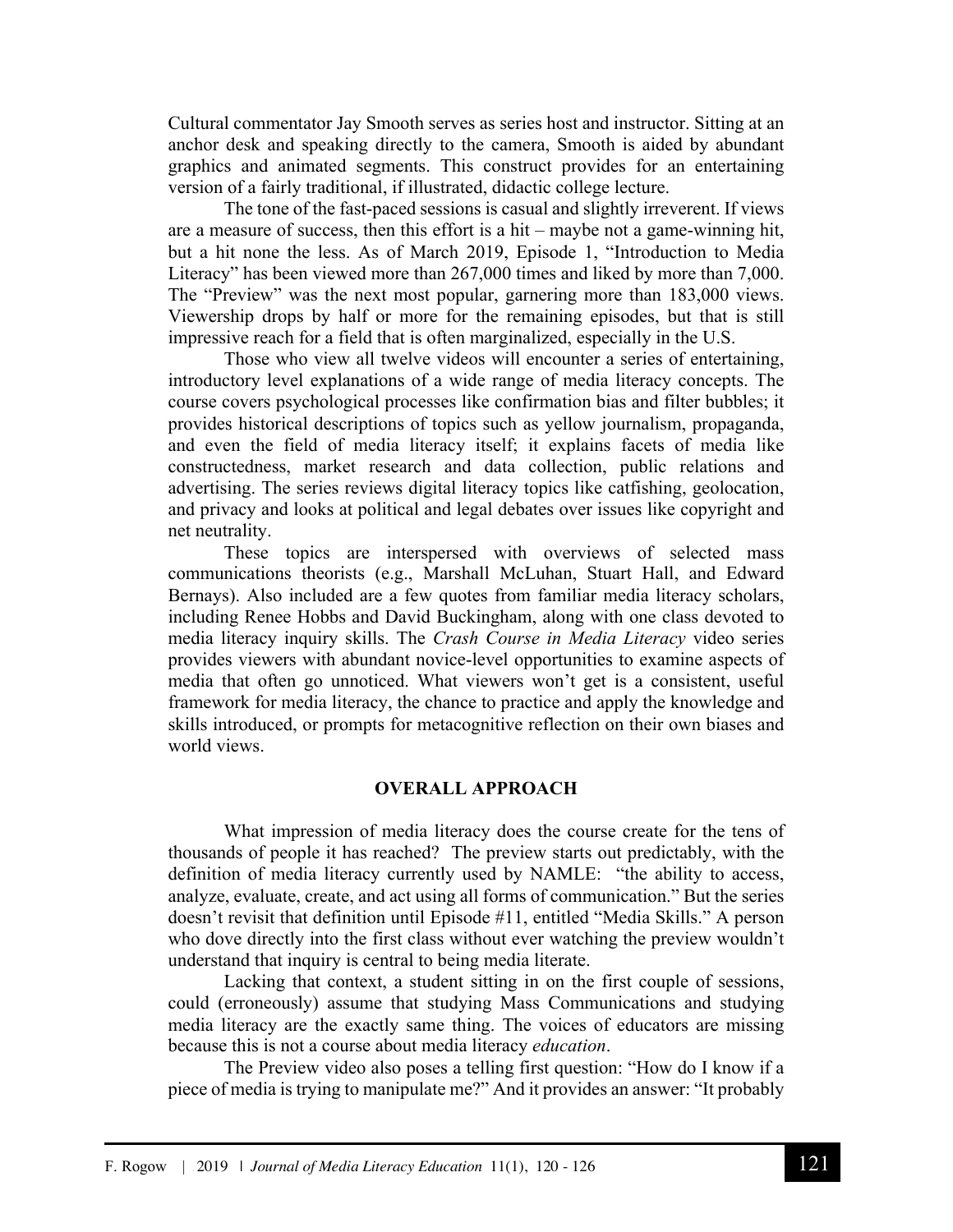Cultural commentator Jay Smooth serves as series host and instructor. Sitting at an anchor desk and speaking directly to the camera, Smooth is aided by abundant graphics and animated segments. This construct provides for an entertaining version of a fairly traditional, if illustrated, didactic college lecture.

The tone of the fast-paced sessions is casual and slightly irreverent. If views are a measure of success, then this effort is a hit – maybe not a game-winning hit, but a hit none the less. As of March 2019, Episode 1, "Introduction to Media Literacy" has been viewed more than 267,000 times and liked by more than 7,000. The "Preview" was the next most popular, garnering more than 183,000 views. Viewership drops by half or more for the remaining episodes, but that is still impressive reach for a field that is often marginalized, especially in the U.S.

Those who view all twelve videos will encounter a series of entertaining, introductory level explanations of a wide range of media literacy concepts. The course covers psychological processes like confirmation bias and filter bubbles; it provides historical descriptions of topics such as yellow journalism, propaganda, and even the field of media literacy itself; it explains facets of media like constructedness, market research and data collection, public relations and advertising. The series reviews digital literacy topics like catfishing, geolocation, and privacy and looks at political and legal debates over issues like copyright and net neutrality.

These topics are interspersed with overviews of selected mass communications theorists (e.g., Marshall McLuhan, Stuart Hall, and Edward Bernays). Also included are a few quotes from familiar media literacy scholars, including Renee Hobbs and David Buckingham, along with one class devoted to media literacy inquiry skills. The *Crash Course in Media Literacy* video series provides viewers with abundant novice-level opportunities to examine aspects of media that often go unnoticed. What viewers won't get is a consistent, useful framework for media literacy, the chance to practice and apply the knowledge and skills introduced, or prompts for metacognitive reflection on their own biases and world views.

## OVERALL APPROACH

What impression of media literacy does the course create for the tens of thousands of people it has reached? The preview starts out predictably, with the definition of media literacy currently used by NAMLE: "the ability to access, analyze, evaluate, create, and act using all forms of communication." But the series doesn't revisit that definition until Episode #11, entitled "Media Skills." A person who dove directly into the first class without ever watching the preview wouldn't understand that inquiry is central to being media literate.

Lacking that context, a student sitting in on the first couple of sessions, could (erroneously) assume that studying Mass Communications and studying media literacy are the exactly same thing. The voices of educators are missing because this is not a course about media literacy *education*.

The Preview video also poses a telling first question: "How do I know if a piece of media is trying to manipulate me?" And it provides an answer: "It probably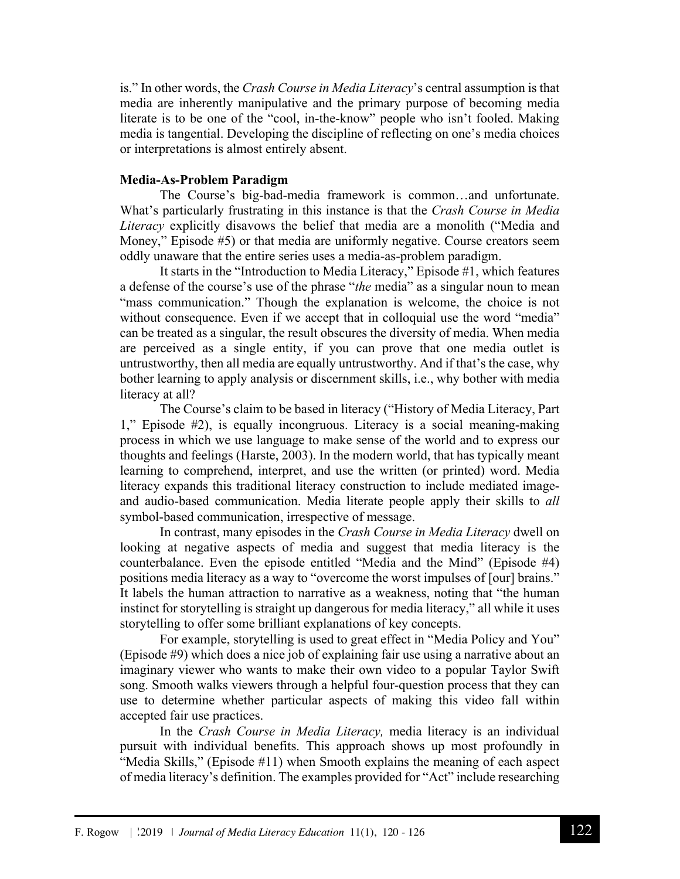is." In other words, the *Crash Course in Media Literacy*'s central assumption is that media are inherently manipulative and the primary purpose of becoming media literate is to be one of the "cool, in-the-know" people who isn't fooled. Making media is tangential. Developing the discipline of reflecting on one's media choices or interpretations is almost entirely absent.

**Media-As-Problem Paradigm**

The Course's big-bad-media framework is common…and unfortunate. What's particularly frustrating in this instance is that the *Crash Course in Media Literacy* explicitly disavows the belief that media are a monolith ("Media and Money," Episode #5) or that media are uniformly negative. Course creators seem oddly unaware that the entire series uses a media-as-problem paradigm.

It starts in the "Introduction to Media Literacy," Episode #1, which features a defense of the course's use of the phrase "*the* media" as a singular noun to mean "mass communication." Though the explanation is welcome, the choice is not without consequence. Even if we accept that in colloquial use the word "media" can be treated as a singular, the result obscures the diversity of media. When media are perceived as a single entity, if you can prove that one media outlet is untrustworthy, then all media are equally untrustworthy. And if that's the case, why bother learning to apply analysis or discernment skills, i.e., why bother with media literacy at all?

The Course's claim to be based in literacy ("History of Media Literacy, Part 1," Episode #2), is equally incongruous. Literacy is a social meaning-making process in which we use language to make sense of the world and to express our thoughts and feelings (Harste, 2003). In the modern world, that has typically meant learning to comprehend, interpret, and use the written (or printed) word. Media literacy expands this traditional literacy construction to include mediated image- and audio-based communication. Media literate people apply their skills to *all* symbol-based communication, irrespective of message.

In contrast, many episodes in the *Crash Course in Media Literacy* dwell on looking at negative aspects of media and suggest that media literacy is the counterbalance. Even the episode entitled "Media and the Mind" (Episode #4) positions media literacy as a way to "overcome the worst impulses of [our] brains." It labels the human attraction to narrative as a weakness, noting that "the human instinct for storytelling is straight up dangerous for media literacy," all while it uses storytelling to offer some brilliant explanations of key concepts.

For example, storytelling is used to great effect in "Media Policy and You" (Episode #9) which does a nice job of explaining fair use using a narrative about an imaginary viewer who wants to make their own video to a popular Taylor Swift song. Smooth walks viewers through a helpful four-question process that they can use to determine whether particular aspects of making this video fall within accepted fair use practices.

In the *Crash Course in Media Literacy,* media literacy is an individual pursuit with individual benefits. This approach shows up most profoundly in "Media Skills," (Episode #11) when Smooth explains the meaning of each aspect of media literacy's definition. The examples provided for "Act" include researching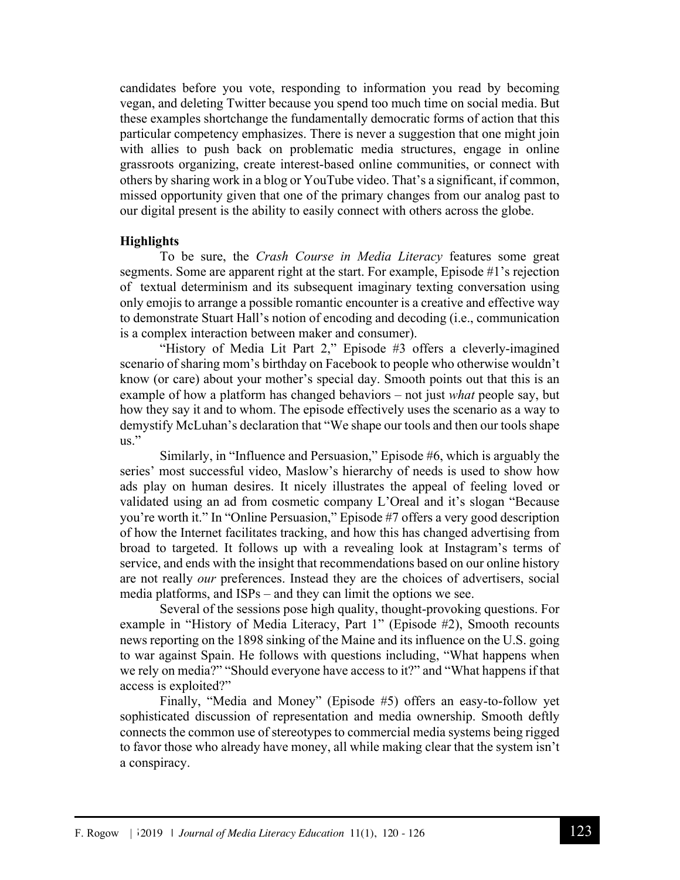candidates before you vote, responding to information you read by becoming vegan, and deleting Twitter because you spend too much time on social media. But these examples shortchange the fundamentally democratic forms of action that this particular competency emphasizes. There is never a suggestion that one might join with allies to push back on problematic media structures, engage in online grassroots organizing, create interest-based online communities, or connect with others by sharing work in a blog or YouTube video. That's a significant, if common, missed opportunity given that one of the primary changes from our analog past to our digital present is the ability to easily connect with others across the globe.

**Highlights**

To be sure, the *Crash Course in Media Literacy* features some great segments. Some are apparent right at the start. For example, Episode #1's rejection of textual determinism and its subsequent imaginary texting conversation using only emojis to arrange a possible romantic encounter is a creative and effective way to demonstrate Stuart Hall's notion of encoding and decoding (i.e., communication is a complex interaction between maker and consumer).

"History of Media Lit Part 2," Episode #3 offers a cleverly-imagined scenario of sharing mom's birthday on Facebook to people who otherwise wouldn't know (or care) about your mother's special day. Smooth points out that this is an example of how a platform has changed behaviors – not just *what* people say, but how they say it and to whom. The episode effectively uses the scenario as a way to demystify McLuhan's declaration that "We shape our tools and then our tools shape us."

Similarly, in "Influence and Persuasion," Episode #6, which is arguably the series' most successful video, Maslow's hierarchy of needs is used to show how ads play on human desires. It nicely illustrates the appeal of feeling loved or validated using an ad from cosmetic company L'Oreal and it's slogan "Because you're worth it." In "Online Persuasion," Episode #7 offers a very good description of how the Internet facilitates tracking, and how this has changed advertising from broad to targeted. It follows up with a revealing look at Instagram's terms of service, and ends with the insight that recommendations based on our online history are not really *our* preferences. Instead they are the choices of advertisers, social media platforms, and ISPs – and they can limit the options we see.

Several of the sessions pose high quality, thought-provoking questions. For example in "History of Media Literacy, Part 1" (Episode #2), Smooth recounts news reporting on the 1898 sinking of the Maine and its influence on the U.S. going to war against Spain. He follows with questions including, "What happens when we rely on media?" "Should everyone have access to it?" and "What happens if that access is exploited?"

Finally, "Media and Money" (Episode #5) offers an easy-to-follow yet sophisticated discussion of representation and media ownership. Smooth deftly connects the common use of stereotypes to commercial media systems being rigged to favor those who already have money, all while making clear that the system isn't a conspiracy.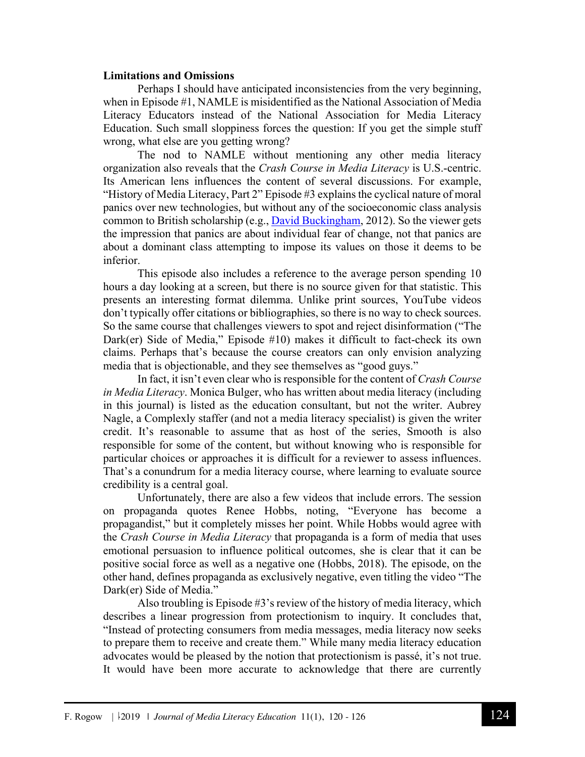**Limitations and Omissions**

Perhaps I should have anticipated inconsistencies from the very beginning, when in Episode #1, NAMLE is misidentified as the National Association of Media Literacy Educators instead of the National Association for Media Literacy Education. Such small sloppiness forces the question: If you get the simple stuff wrong, what else are you getting wrong?

The nod to NAMLE without mentioning any other media literacy organization also reveals that the *Crash Course in Media Literacy* is U.S.-centric. Its American lens influences the content of several discussions. For example, "History of Media Literacy, Part 2" Episode #3 explains the cyclical nature of moral panics over new technologies, but without any of the socioeconomic class analysis common to British scholarship (e.g., David Buckingham, 2012). So the viewer gets the impression that panics are about individual fear of change, not that panics are about a dominant class attempting to impose its values on those it deems to be inferior.

This episode also includes a reference to the average person spending 10 hours a day looking at a screen, but there is no source given for that statistic. This presents an interesting format dilemma. Unlike print sources, YouTube videos don't typically offer citations or bibliographies, so there is no way to check sources. So the same course that challenges viewers to spot and reject disinformation ("The Dark(er) Side of Media," Episode #10) makes it difficult to fact-check its own claims. Perhaps that's because the course creators can only envision analyzing media that is objectionable, and they see themselves as "good guys."

In fact, it isn't even clear who is responsible for the content of *Crash Course in Media Literacy*. Monica Bulger, who has written about media literacy (including in this journal) is listed as the education consultant, but not the writer. Aubrey Nagle, a Complexly staffer (and not a media literacy specialist) is given the writer credit. It's reasonable to assume that as host of the series, Smooth is also responsible for some of the content, but without knowing who is responsible for particular choices or approaches it is difficult for a reviewer to assess influences. That's a conundrum for a media literacy course, where learning to evaluate source credibility is a central goal.

Unfortunately, there are also a few videos that include errors. The session on propaganda quotes Renee Hobbs, noting, "Everyone has become a propagandist," but it completely misses her point. While Hobbs would agree with the *Crash Course in Media Literacy* that propaganda is a form of media that uses emotional persuasion to influence political outcomes, she is clear that it can be positive social force as well as a negative one (Hobbs, 2018). The episode, on the other hand, defines propaganda as exclusively negative, even titling the video "The Dark(er) Side of Media."

Also troubling is Episode #3's review of the history of media literacy, which describes a linear progression from protectionism to inquiry. It concludes that, "Instead of protecting consumers from media messages, media literacy now seeks to prepare them to receive and create them." While many media literacy education advocates would be pleased by the notion that protectionism is passé, it's not true. It would have been more accurate to acknowledge that there are currently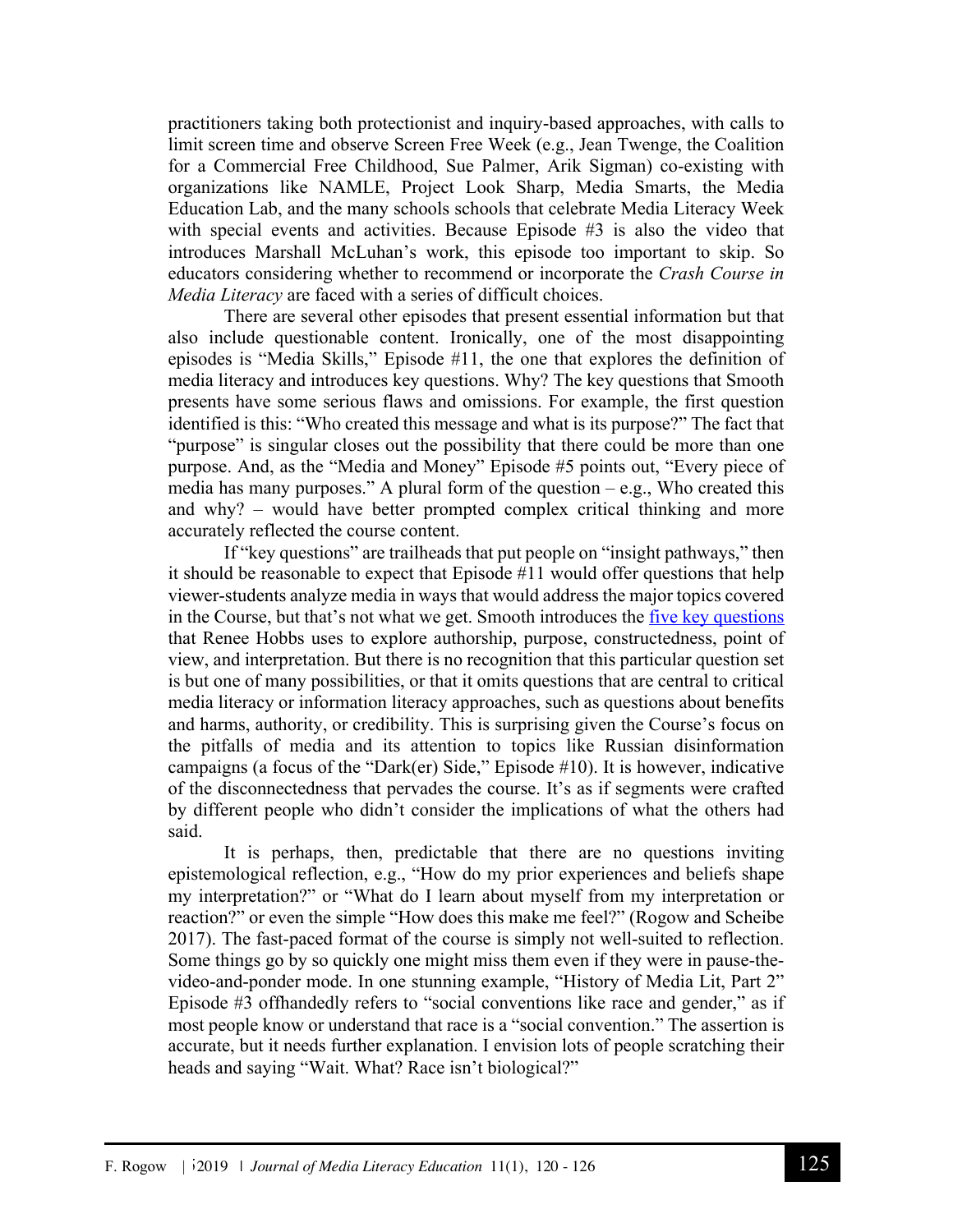practitioners taking both protectionist and inquiry-based approaches, with calls to limit screen time and observe Screen Free Week (e.g., Jean Twenge, the Coalition for a Commercial Free Childhood, Sue Palmer, Arik Sigman) co-existing with organizations like NAMLE, Project Look Sharp, Media Smarts, the Media Education Lab, and the many schools schools that celebrate Media Literacy Week with special events and activities. Because Episode #3 is also the video that introduces Marshall McLuhan's work, this episode too important to skip. So educators considering whether to recommend or incorporate the *Crash Course in Media Literacy* are faced with a series of difficult choices.

There are several other episodes that present essential information but that also include questionable content. Ironically, one of the most disappointing episodes is "Media Skills," Episode #11, the one that explores the definition of media literacy and introduces key questions. Why? The key questions that Smooth presents have some serious flaws and omissions. For example, the first question identified is this: "Who created this message and what is its purpose?" The fact that "purpose" is singular closes out the possibility that there could be more than one purpose. And, as the "Media and Money" Episode #5 points out, "Every piece of media has many purposes." A plural form of the question – e.g., Who created this and why? – would have better prompted complex critical thinking and more accurately reflected the course content.

If "key questions" are trailheads that put people on "insight pathways," then it should be reasonable to expect that Episode #11 would offer questions that help viewer-students analyze media in ways that would address the major topics covered in the Course, but that's not what we get. Smooth introduces the five key questions that Renee Hobbs uses to explore authorship, purpose, constructedness, point of view, and interpretation. But there is no recognition that this particular question set is but one of many possibilities, or that it omits questions that are central to critical media literacy or information literacy approaches, such as questions about benefits and harms, authority, or credibility. This is surprising given the Course's focus on the pitfalls of media and its attention to topics like Russian disinformation campaigns (a focus of the "Dark(er) Side," Episode #10). It is however, indicative of the disconnectedness that pervades the course. It's as if segments were crafted by different people who didn't consider the implications of what the others had said.

It is perhaps, then, predictable that there are no questions inviting epistemological reflection, e.g., "How do my prior experiences and beliefs shape my interpretation?" or "What do I learn about myself from my interpretation or reaction?" or even the simple "How does this make me feel?" (Rogow and Scheibe 2017). The fast-paced format of the course is simply not well-suited to reflection. Some things go by so quickly one might miss them even if they were in pause-the-video-and-ponder mode. In one stunning example, "History of Media Lit, Part 2" Episode #3 offhandedly refers to "social conventions like race and gender," as if most people know or understand that race is a "social convention." The assertion is accurate, but it needs further explanation. I envision lots of people scratching their heads and saying "Wait. What? Race isn't biological?"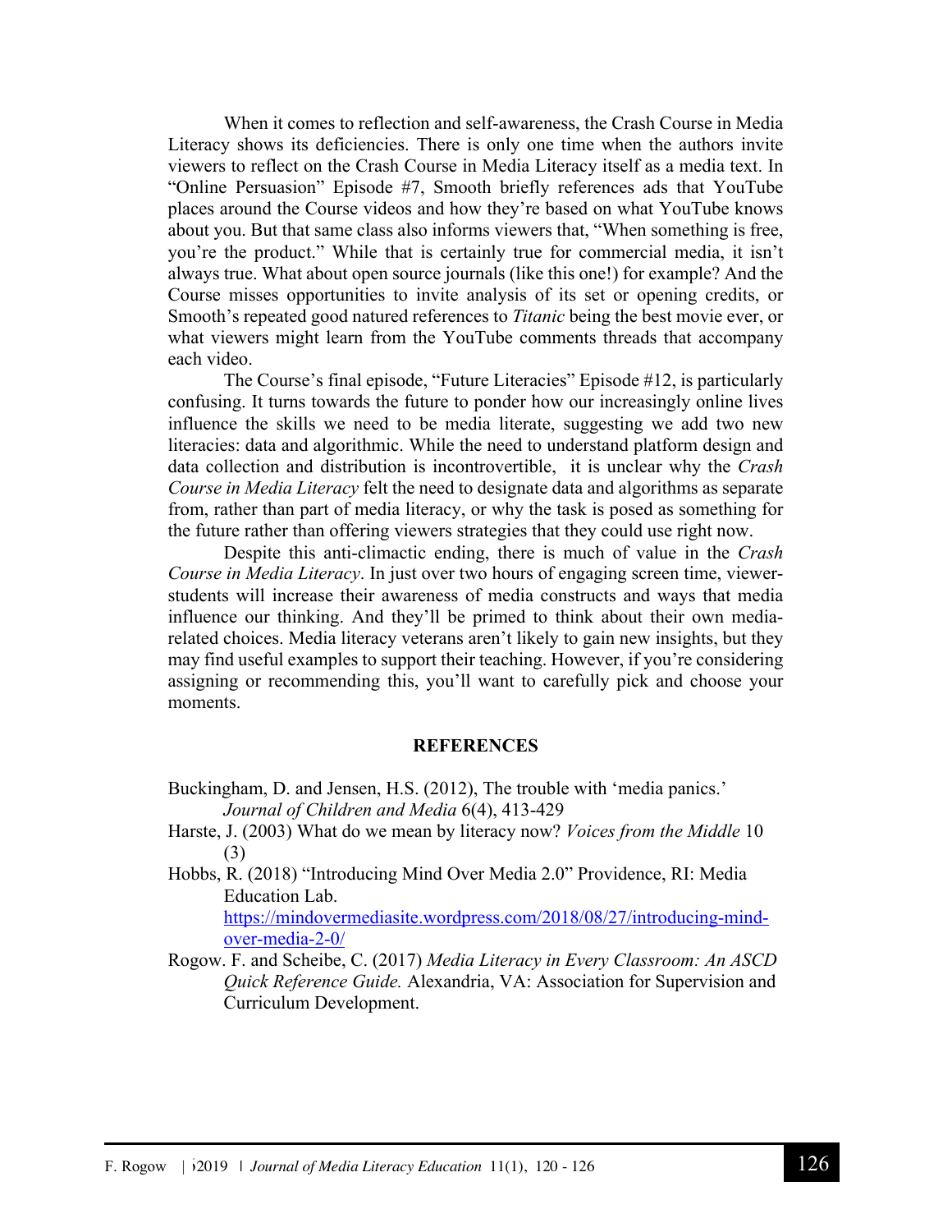When it comes to reflection and self-awareness, the Crash Course in Media Literacy shows its deficiencies. There is only one time when the authors invite viewers to reflect on the Crash Course in Media Literacy itself as a media text. In "Online Persuasion" Episode #7, Smooth briefly references ads that YouTube places around the Course videos and how they're based on what YouTube knows about you. But that same class also informs viewers that, "When something is free, you're the product." While that is certainly true for commercial media, it isn't always true. What about open source journals (like this one!) for example? And the Course misses opportunities to invite analysis of its set or opening credits, or Smooth's repeated good natured references to *Titanic* being the best movie ever, or what viewers might learn from the YouTube comments threads that accompany each video.

The Course's final episode, "Future Literacies" Episode #12, is particularly confusing. It turns towards the future to ponder how our increasingly online lives influence the skills we need to be media literate, suggesting we add two new literacies: data and algorithmic. While the need to understand platform design and data collection and distribution is incontrovertible, it is unclear why the *Crash Course in Media Literacy* felt the need to designate data and algorithms as separate from, rather than part of media literacy, or why the task is posed as something for the future rather than offering viewers strategies that they could use right now.

Despite this anti-climactic ending, there is much of value in the *Crash Course in Media Literacy*. In just over two hours of engaging screen time, viewer-students will increase their awareness of media constructs and ways that media influence our thinking. And they'll be primed to think about their own media-related choices. Media literacy veterans aren't likely to gain new insights, but they may find useful examples to support their teaching. However, if you're considering assigning or recommending this, you'll want to carefully pick and choose your moments.

## REFERENCES

Buckingham, D. and Jensen, H.S. (2012), The trouble with 'media panics.' *Journal of Children and Media* 6(4), 413-429

Harste, J. (2003) What do we mean by literacy now? *Voices from the Middle* 10 (3)

Hobbs, R. (2018) "Introducing Mind Over Media 2.0" Providence, RI: Media Education Lab. https://mindovermediasite.wordpress.com/2018/08/27/introducing-mind-over-media-2-0/

Rogow. F. and Scheibe, C. (2017) *Media Literacy in Every Classroom: An ASCD Quick Reference Guide.* Alexandria, VA: Association for Supervision and Curriculum Development.